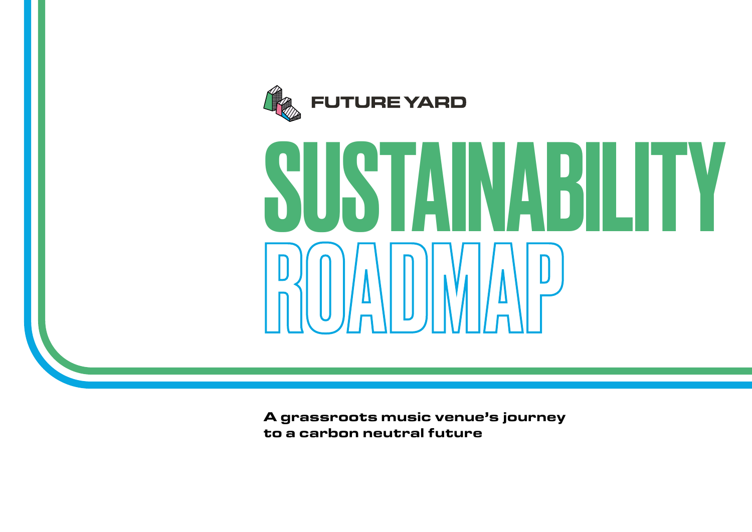FUTURE YARD

# SUSTAINABILITY ROADMAP

**A grassroots music venue's journey to a carbon neutral future**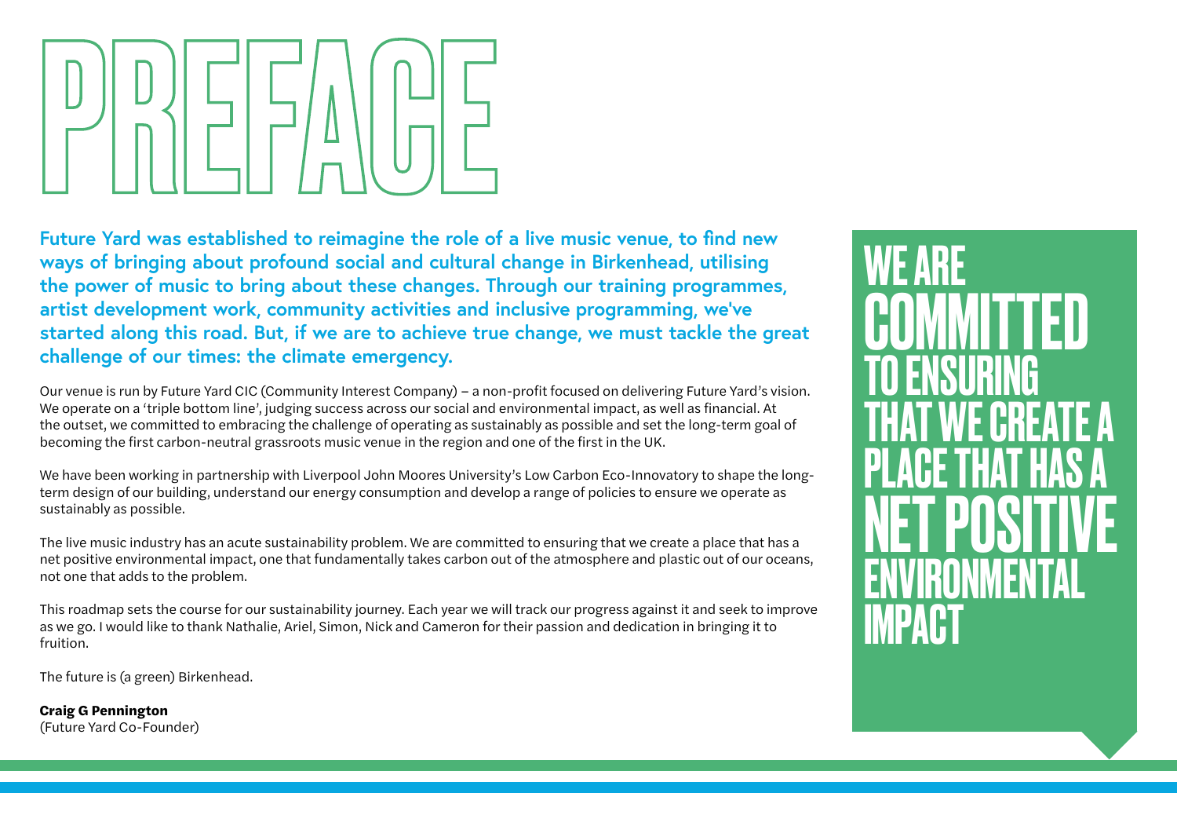# PREFACE

**Future Yard was established to reimagine the role of a live music venue, to find new ways of bringing about profound social and cultural change in Birkenhead, utilising the power of music to bring about these changes. Through our training programmes, artist development work, community activities and inclusive programming, we've started along this road. But, if we are to achieve true change, we must tackle the great challenge of our times: the climate emergency.**

Our venue is run by Future Yard CIC (Community Interest Company) – a non-profit focused on delivering Future Yard's vision. We operate on a 'triple bottom line', judging success across our social and environmental impact, as well as financial. At the outset, we committed to embracing the challenge of operating as sustainably as possible and set the long-term goal of becoming the first carbon-neutral grassroots music venue in the region and one of the first in the UK.

We have been working in partnership with Liverpool John Moores University's Low Carbon Eco-Innovatory to shape the long-term design of our building, understand our energy consumption and develop a range of policies to ensure we operate as sustainably as possible.

The live music industry has an acute sustainability problem. We are committed to ensuring that we create a place that has a net positive environmental impact, one that fundamentally takes carbon out of the atmosphere and plastic out of our oceans, not one that adds to the problem.

This roadmap sets the course for our sustainability journey. Each year we will track our progress against it and seek to improve as we go. I would like to thank Nathalie, Ariel, Simon, Nick and Cameron for their passion and dedication in bringing it to fruition.

The future is (a green) Birkenhead.

**Craig G Pennington**
(Future Yard Co-Founder)

**WE ARE COMMITTED TO ENSURING THAT WE CREATE A PLACE THAT HAS A NET POSITIVE ENVIRONMENTAL IMPACT**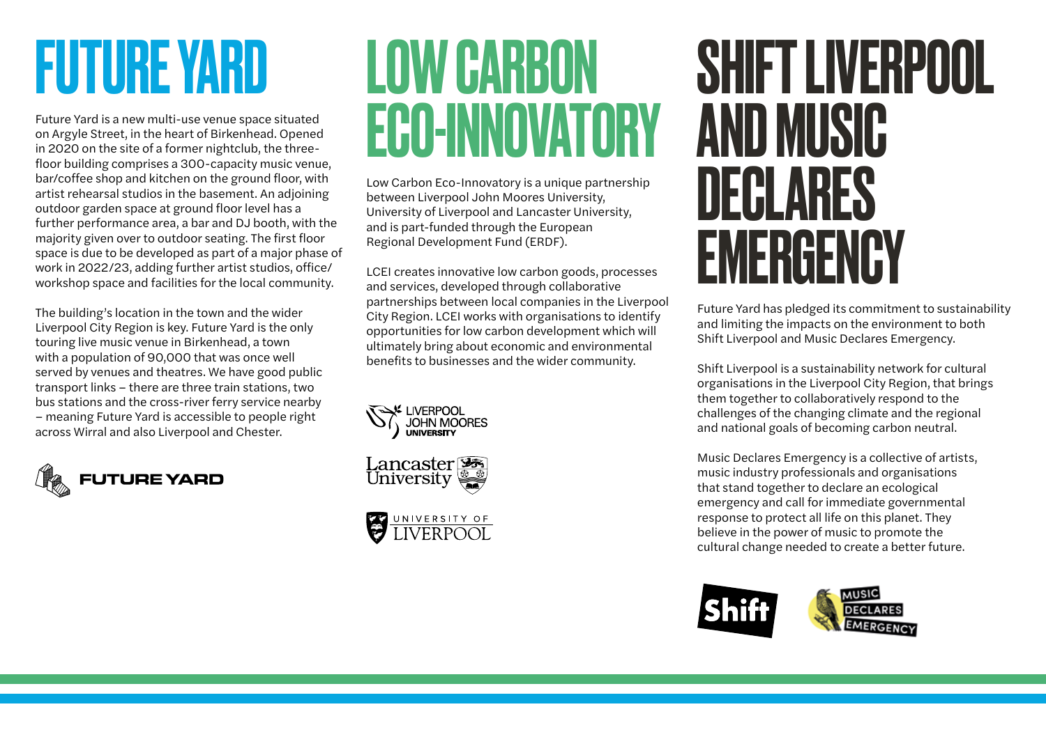# FUTURE YARD

Future Yard is a new multi-use venue space situated on Argyle Street, in the heart of Birkenhead. Opened in 2020 on the site of a former nightclub, the three-floor building comprises a 300-capacity music venue, bar/coffee shop and kitchen on the ground floor, with artist rehearsal studios in the basement. An adjoining outdoor garden space at ground floor level has a further performance area, a bar and DJ booth, with the majority given over to outdoor seating. The first floor space is due to be developed as part of a major phase of work in 2022/23, adding further artist studios, office/workshop space and facilities for the local community.

The building's location in the town and the wider Liverpool City Region is key. Future Yard is the only touring live music venue in Birkenhead, a town with a population of 90,000 that was once well served by venues and theatres. We have good public transport links – there are three train stations, two bus stations and the cross-river ferry service nearby – meaning Future Yard is accessible to people right across Wirral and also Liverpool and Chester.

FUTURE YARD

# LOW CARBON ECO-INNOVATORY

Low Carbon Eco-Innovatory is a unique partnership between Liverpool John Moores University, University of Liverpool and Lancaster University, and is part-funded through the European Regional Development Fund (ERDF).

LCEI creates innovative low carbon goods, processes and services, developed through collaborative partnerships between local companies in the Liverpool City Region. LCEI works with organisations to identify opportunities for low carbon development which will ultimately bring about economic and environmental benefits to businesses and the wider community.

LIVERPOOL JOHN MOORES UNIVERSITY

Lancaster University

UNIVERSITY OF LIVERPOOL

# SHIFT LIVERPOOL AND MUSIC DECLARES EMERGENCY

Future Yard has pledged its commitment to sustainability and limiting the impacts on the environment to both Shift Liverpool and Music Declares Emergency.

Shift Liverpool is a sustainability network for cultural organisations in the Liverpool City Region, that brings them together to collaboratively respond to the challenges of the changing climate and the regional and national goals of becoming carbon neutral.

Music Declares Emergency is a collective of artists, music industry professionals and organisations that stand together to declare an ecological emergency and call for immediate governmental response to protect all life on this planet. They believe in the power of music to promote the cultural change needed to create a better future.

Shift

MUSIC DECLARES EMERGENCY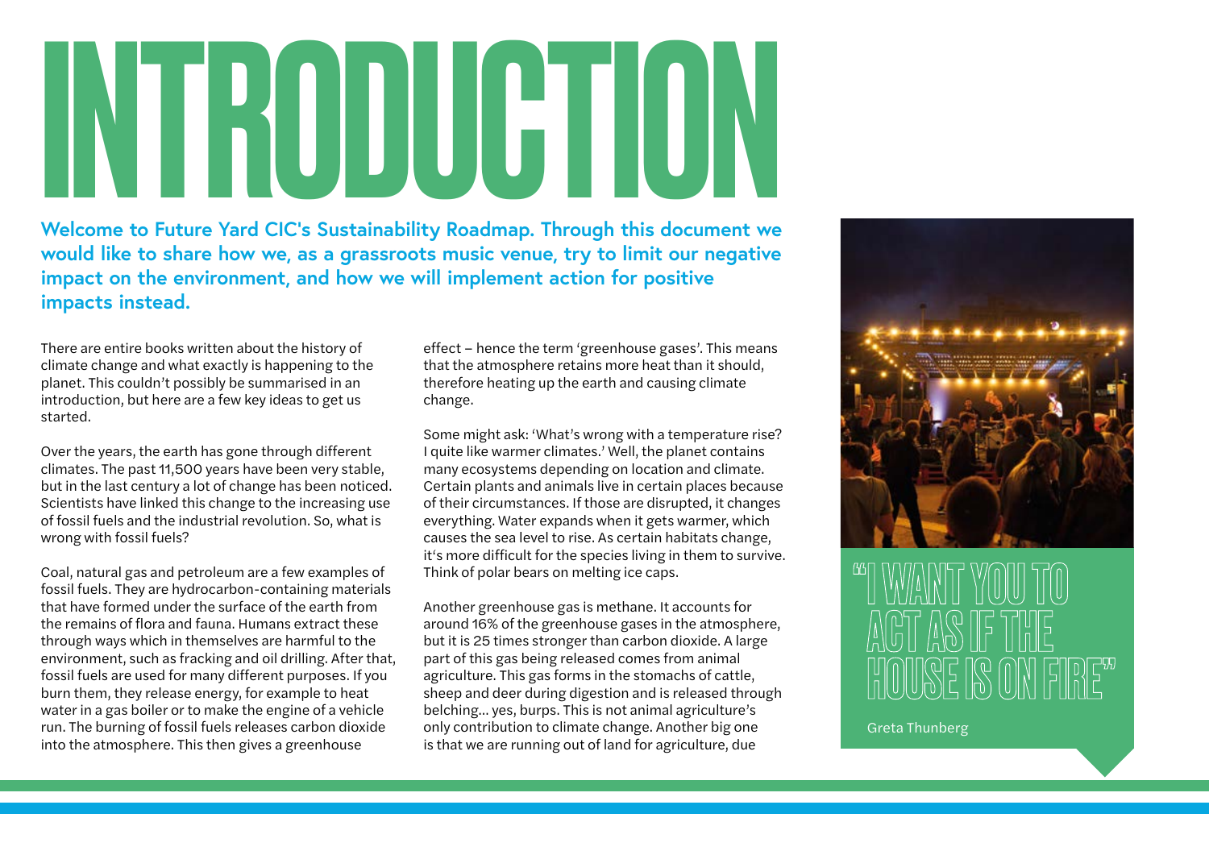# INTRODUCTION

**Welcome to Future Yard CIC's Sustainability Roadmap. Through this document we would like to share how we, as a grassroots music venue, try to limit our negative impact on the environment, and how we will implement action for positive impacts instead.**

There are entire books written about the history of climate change and what exactly is happening to the planet. This couldn't possibly be summarised in an introduction, but here are a few key ideas to get us started.

Over the years, the earth has gone through different climates. The past 11,500 years have been very stable, but in the last century a lot of change has been noticed. Scientists have linked this change to the increasing use of fossil fuels and the industrial revolution. So, what is wrong with fossil fuels?

Coal, natural gas and petroleum are a few examples of fossil fuels. They are hydrocarbon-containing materials that have formed under the surface of the earth from the remains of flora and fauna. Humans extract these through ways which in themselves are harmful to the environment, such as fracking and oil drilling. After that, fossil fuels are used for many different purposes. If you burn them, they release energy, for example to heat water in a gas boiler or to make the engine of a vehicle run. The burning of fossil fuels releases carbon dioxide into the atmosphere. This then gives a greenhouse effect – hence the term 'greenhouse gases'. This means that the atmosphere retains more heat than it should, therefore heating up the earth and causing climate change.

Some might ask: 'What's wrong with a temperature rise? I quite like warmer climates.' Well, the planet contains many ecosystems depending on location and climate. Certain plants and animals live in certain places because of their circumstances. If those are disrupted, it changes everything. Water expands when it gets warmer, which causes the sea level to rise. As certain habitats change, it's more difficult for the species living in them to survive. Think of polar bears on melting ice caps.

Another greenhouse gas is methane. It accounts for around 16% of the greenhouse gases in the atmosphere, but it is 25 times stronger than carbon dioxide. A large part of this gas being released comes from animal agriculture. This gas forms in the stomachs of cattle, sheep and deer during digestion and is released through belching... yes, burps. This is not animal agriculture's only contribution to climate change. Another big one is that we are running out of land for agriculture, due

> "I WANT YOU TO ACT AS IF THE HOUSE IS ON FIRE"
>
> Greta Thunberg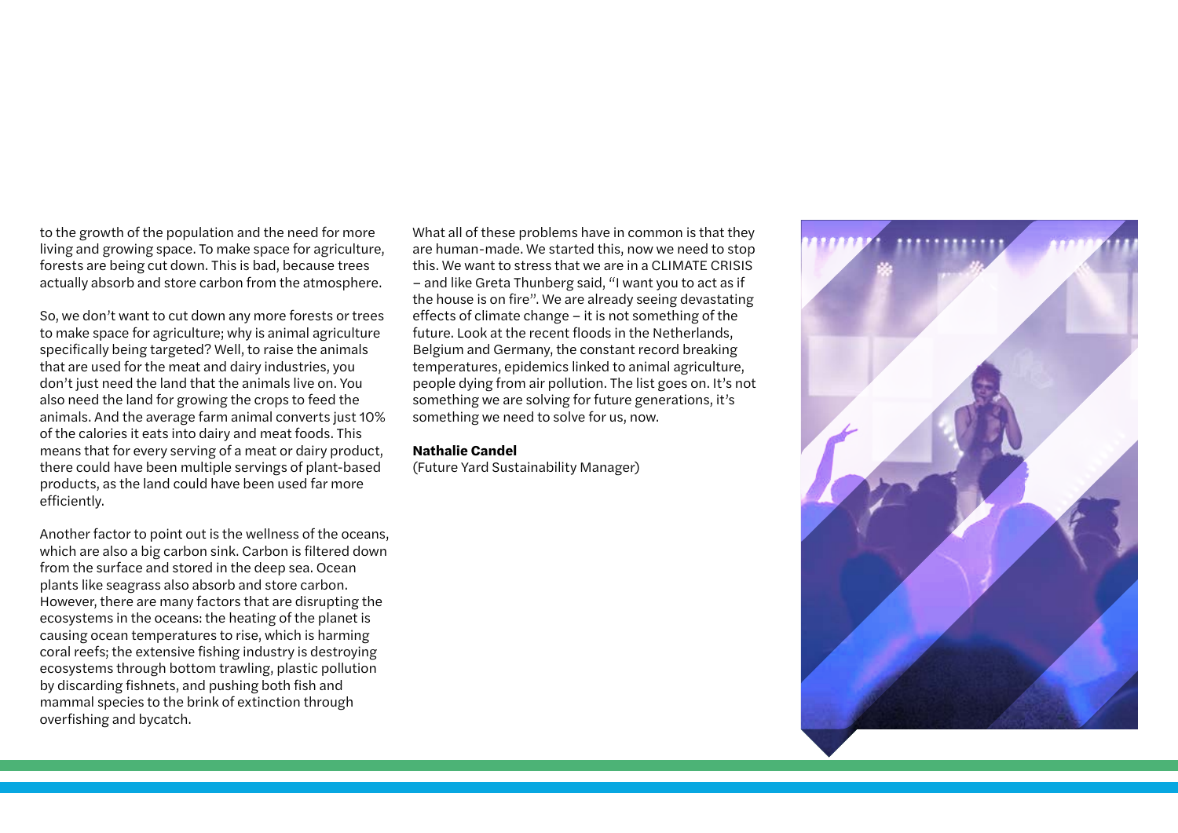to the growth of the population and the need for more living and growing space. To make space for agriculture, forests are being cut down. This is bad, because trees actually absorb and store carbon from the atmosphere.

So, we don't want to cut down any more forests or trees to make space for agriculture; why is animal agriculture specifically being targeted? Well, to raise the animals that are used for the meat and dairy industries, you don't just need the land that the animals live on. You also need the land for growing the crops to feed the animals. And the average farm animal converts just 10% of the calories it eats into dairy and meat foods. This means that for every serving of a meat or dairy product, there could have been multiple servings of plant-based products, as the land could have been used far more efficiently.

Another factor to point out is the wellness of the oceans, which are also a big carbon sink. Carbon is filtered down from the surface and stored in the deep sea. Ocean plants like seagrass also absorb and store carbon. However, there are many factors that are disrupting the ecosystems in the oceans: the heating of the planet is causing ocean temperatures to rise, which is harming coral reefs; the extensive fishing industry is destroying ecosystems through bottom trawling, plastic pollution by discarding fishnets, and pushing both fish and mammal species to the brink of extinction through overfishing and bycatch.

What all of these problems have in common is that they are human-made. We started this, now we need to stop this. We want to stress that we are in a CLIMATE CRISIS – and like Greta Thunberg said, "I want you to act as if the house is on fire". We are already seeing devastating effects of climate change – it is not something of the future. Look at the recent floods in the Netherlands, Belgium and Germany, the constant record breaking temperatures, epidemics linked to animal agriculture, people dying from air pollution. The list goes on. It's not something we are solving for future generations, it's something we need to solve for us, now.

**Nathalie Candel**
(Future Yard Sustainability Manager)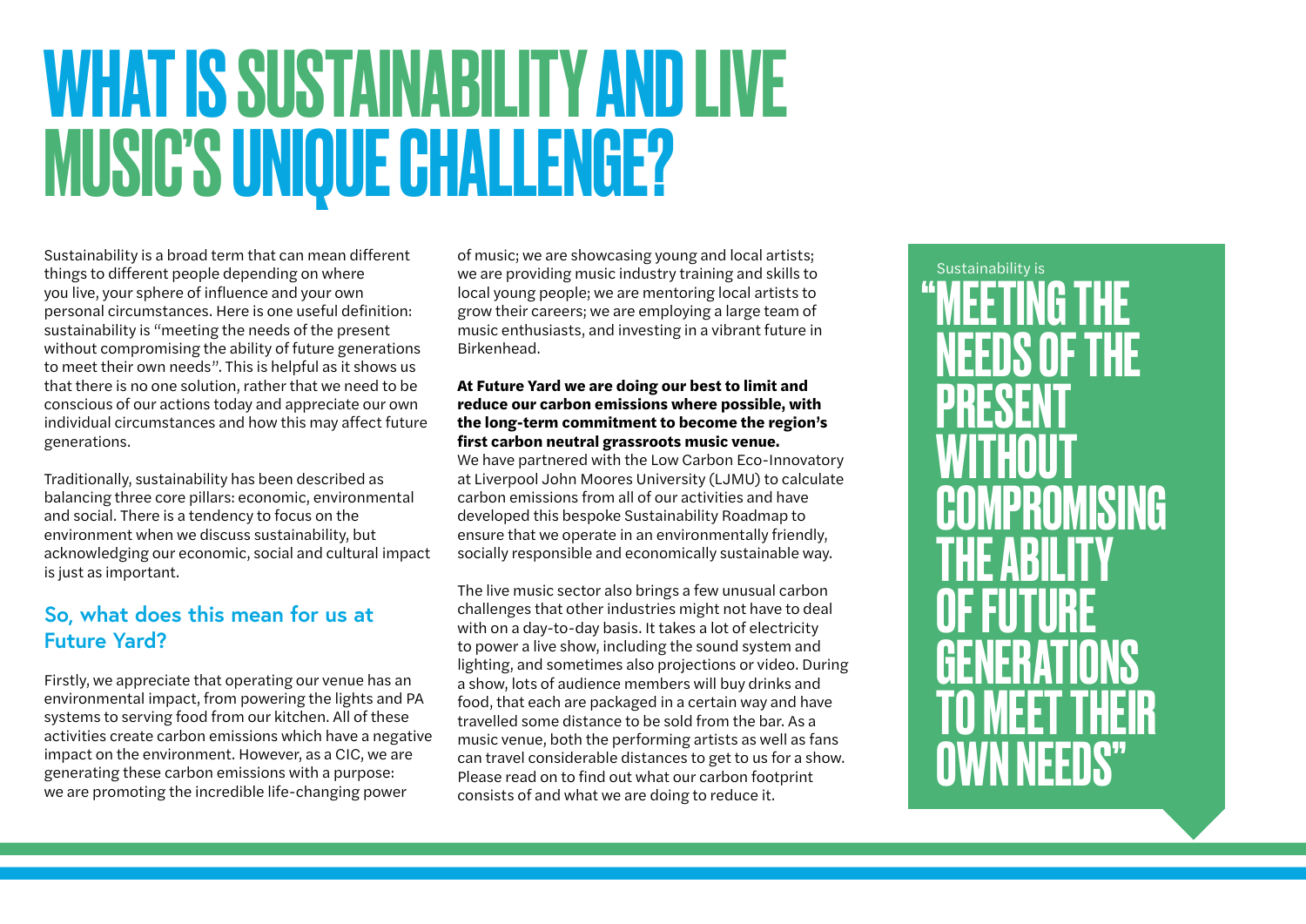# WHAT IS SUSTAINABILITY AND LIVE MUSIC'S UNIQUE CHALLENGE?

Sustainability is a broad term that can mean different things to different people depending on where you live, your sphere of influence and your own personal circumstances. Here is one useful definition: sustainability is "meeting the needs of the present without compromising the ability of future generations to meet their own needs". This is helpful as it shows us that there is no one solution, rather that we need to be conscious of our actions today and appreciate our own individual circumstances and how this may affect future generations.

Traditionally, sustainability has been described as balancing three core pillars: economic, environmental and social. There is a tendency to focus on the environment when we discuss sustainability, but acknowledging our economic, social and cultural impact is just as important.

## So, what does this mean for us at Future Yard?

Firstly, we appreciate that operating our venue has an environmental impact, from powering the lights and PA systems to serving food from our kitchen. All of these activities create carbon emissions which have a negative impact on the environment. However, as a CIC, we are generating these carbon emissions with a purpose: we are promoting the incredible life-changing power of music; we are showcasing young and local artists; we are providing music industry training and skills to local young people; we are mentoring local artists to grow their careers; we are employing a large team of music enthusiasts, and investing in a vibrant future in Birkenhead.

**At Future Yard we are doing our best to limit and reduce our carbon emissions where possible, with the long-term commitment to become the region's first carbon neutral grassroots music venue.** We have partnered with the Low Carbon Eco-Innovatory at Liverpool John Moores University (LJMU) to calculate carbon emissions from all of our activities and have developed this bespoke Sustainability Roadmap to ensure that we operate in an environmentally friendly, socially responsible and economically sustainable way.

The live music sector also brings a few unusual carbon challenges that other industries might not have to deal with on a day-to-day basis. It takes a lot of electricity to power a live show, including the sound system and lighting, and sometimes also projections or video. During a show, lots of audience members will buy drinks and food, that each are packaged in a certain way and have travelled some distance to be sold from the bar. As a music venue, both the performing artists as well as fans can travel considerable distances to get to us for a show. Please read on to find out what our carbon footprint consists of and what we are doing to reduce it.

Sustainability is

**"MEETING THE NEEDS OF THE PRESENT WITHOUT COMPROMISING THE ABILITY OF FUTURE GENERATIONS TO MEET THEIR OWN NEEDS"**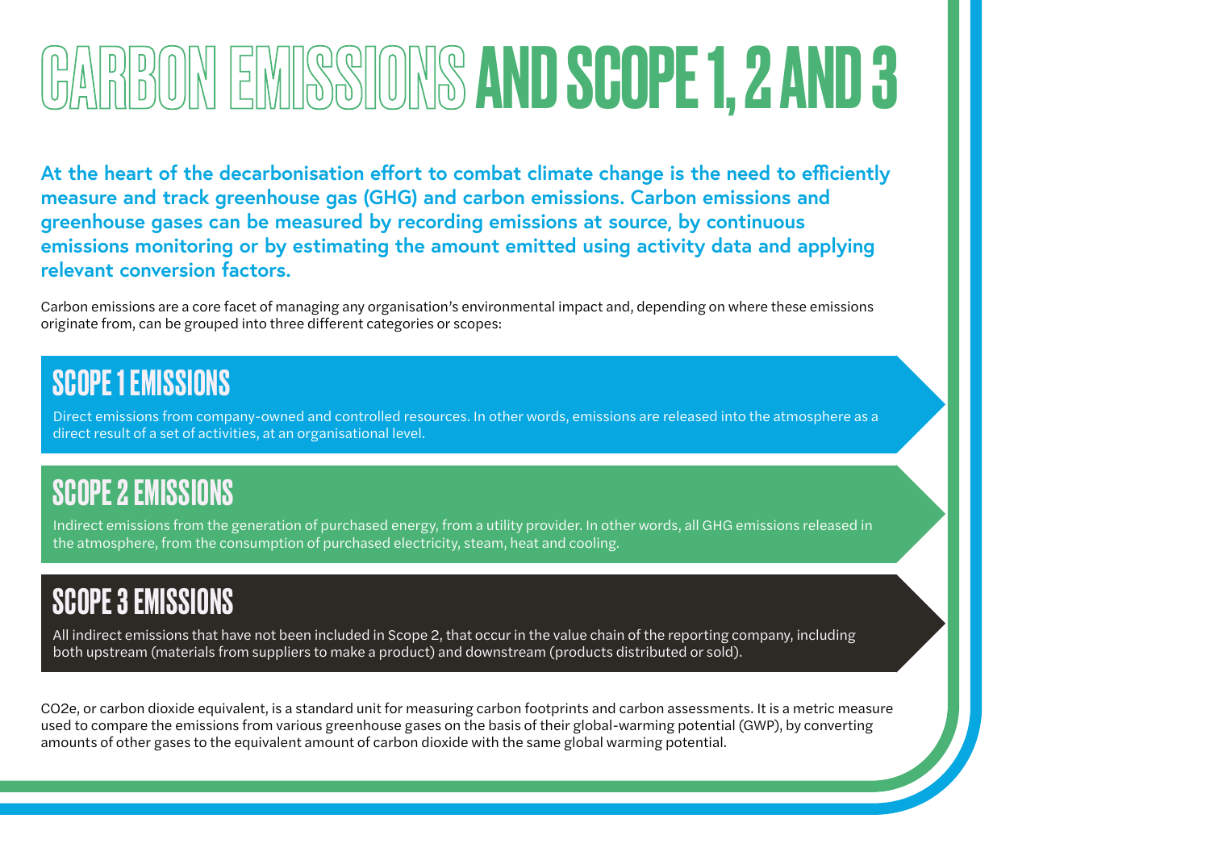# CARBON EMISSIONS AND SCOPE 1, 2 AND 3

**At the heart of the decarbonisation effort to combat climate change is the need to efficiently measure and track greenhouse gas (GHG) and carbon emissions. Carbon emissions and greenhouse gases can be measured by recording emissions at source, by continuous emissions monitoring or by estimating the amount emitted using activity data and applying relevant conversion factors.**

Carbon emissions are a core facet of managing any organisation's environmental impact and, depending on where these emissions originate from, can be grouped into three different categories or scopes:

## SCOPE 1 EMISSIONS

Direct emissions from company-owned and controlled resources. In other words, emissions are released into the atmosphere as a direct result of a set of activities, at an organisational level.

## SCOPE 2 EMISSIONS

Indirect emissions from the generation of purchased energy, from a utility provider. In other words, all GHG emissions released in the atmosphere, from the consumption of purchased electricity, steam, heat and cooling.

## SCOPE 3 EMISSIONS

All indirect emissions that have not been included in Scope 2, that occur in the value chain of the reporting company, including both upstream (materials from suppliers to make a product) and downstream (products distributed or sold).

$CO_2e$, or carbon dioxide equivalent, is a standard unit for measuring carbon footprints and carbon assessments. It is a metric measure used to compare the emissions from various greenhouse gases on the basis of their global-warming potential (GWP), by converting amounts of other gases to the equivalent amount of carbon dioxide with the same global warming potential.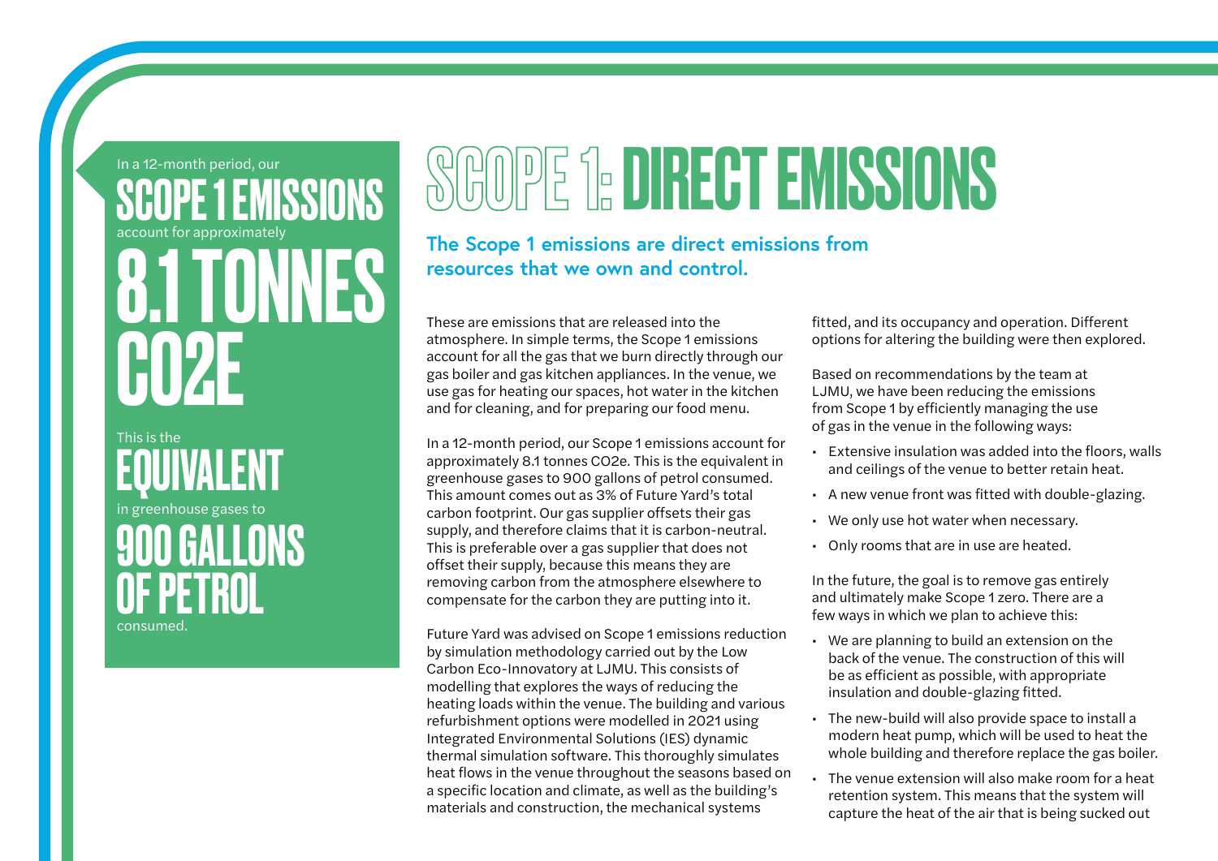In a 12-month period, our **SCOPE 1 EMISSIONS** account for approximately **8.1 TONNES CO2E**

This is the **EQUIVALENT** in greenhouse gases to **900 GALLONS OF PETROL** consumed.

# SCOPE 1: DIRECT EMISSIONS

**The Scope 1 emissions are direct emissions from resources that we own and control.**

These are emissions that are released into the atmosphere. In simple terms, the Scope 1 emissions account for all the gas that we burn directly through our gas boiler and gas kitchen appliances. In the venue, we use gas for heating our spaces, hot water in the kitchen and for cleaning, and for preparing our food menu.

In a 12-month period, our Scope 1 emissions account for approximately 8.1 tonnes CO2e. This is the equivalent in greenhouse gases to 900 gallons of petrol consumed. This amount comes out as 3% of Future Yard's total carbon footprint. Our gas supplier offsets their gas supply, and therefore claims that it is carbon-neutral. This is preferable over a gas supplier that does not offset their supply, because this means they are removing carbon from the atmosphere elsewhere to compensate for the carbon they are putting into it.

Future Yard was advised on Scope 1 emissions reduction by simulation methodology carried out by the Low Carbon Eco-Innovatory at LJMU. This consists of modelling that explores the ways of reducing the heating loads within the venue. The building and various refurbishment options were modelled in 2021 using Integrated Environmental Solutions (IES) dynamic thermal simulation software. This thoroughly simulates heat flows in the venue throughout the seasons based on a specific location and climate, as well as the building's materials and construction, the mechanical systems fitted, and its occupancy and operation. Different options for altering the building were then explored.

Based on recommendations by the team at LJMU, we have been reducing the emissions from Scope 1 by efficiently managing the use of gas in the venue in the following ways:

- Extensive insulation was added into the floors, walls and ceilings of the venue to better retain heat.
- A new venue front was fitted with double-glazing.
- We only use hot water when necessary.
- Only rooms that are in use are heated.

In the future, the goal is to remove gas entirely and ultimately make Scope 1 zero. There are a few ways in which we plan to achieve this:

- We are planning to build an extension on the back of the venue. The construction of this will be as efficient as possible, with appropriate insulation and double-glazing fitted.
- The new-build will also provide space to install a modern heat pump, which will be used to heat the whole building and therefore replace the gas boiler.
- The venue extension will also make room for a heat retention system. This means that the system will capture the heat of the air that is being sucked out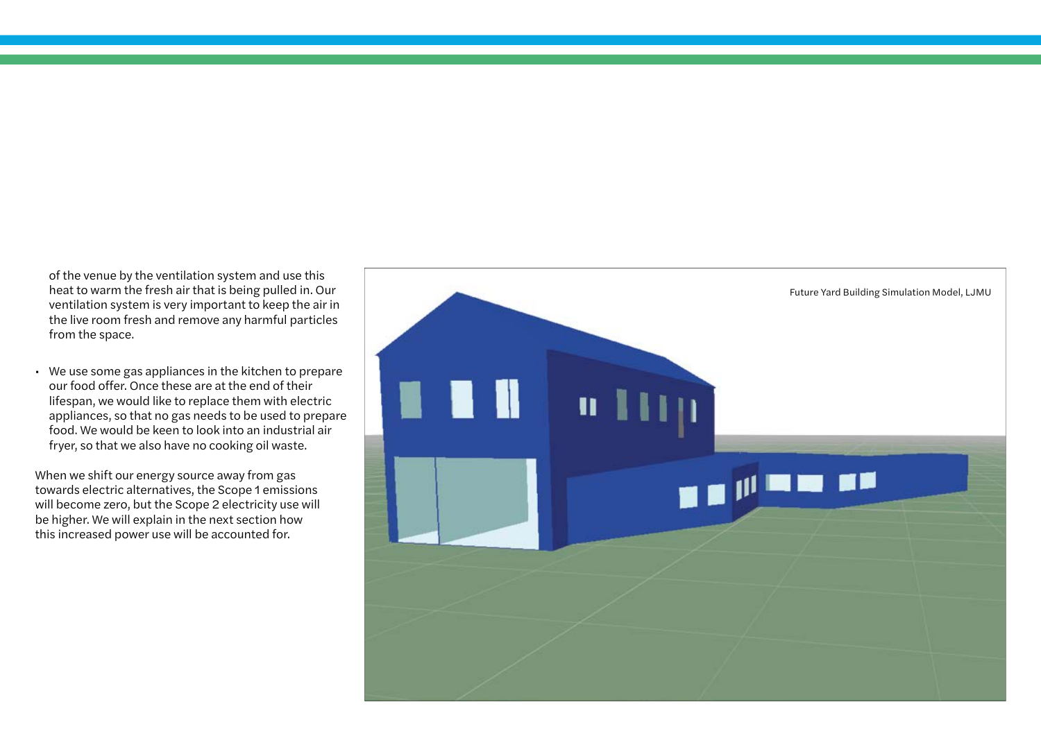of the venue by the ventilation system and use this heat to warm the fresh air that is being pulled in. Our ventilation system is very important to keep the air in the live room fresh and remove any harmful particles from the space.

- We use some gas appliances in the kitchen to prepare our food offer. Once these are at the end of their lifespan, we would like to replace them with electric appliances, so that no gas needs to be used to prepare food. We would be keen to look into an industrial air fryer, so that we also have no cooking oil waste.

When we shift our energy source away from gas towards electric alternatives, the Scope 1 emissions will become zero, but the Scope 2 electricity use will be higher. We will explain in the next section how this increased power use will be accounted for.

Future Yard Building Simulation Model, LJMU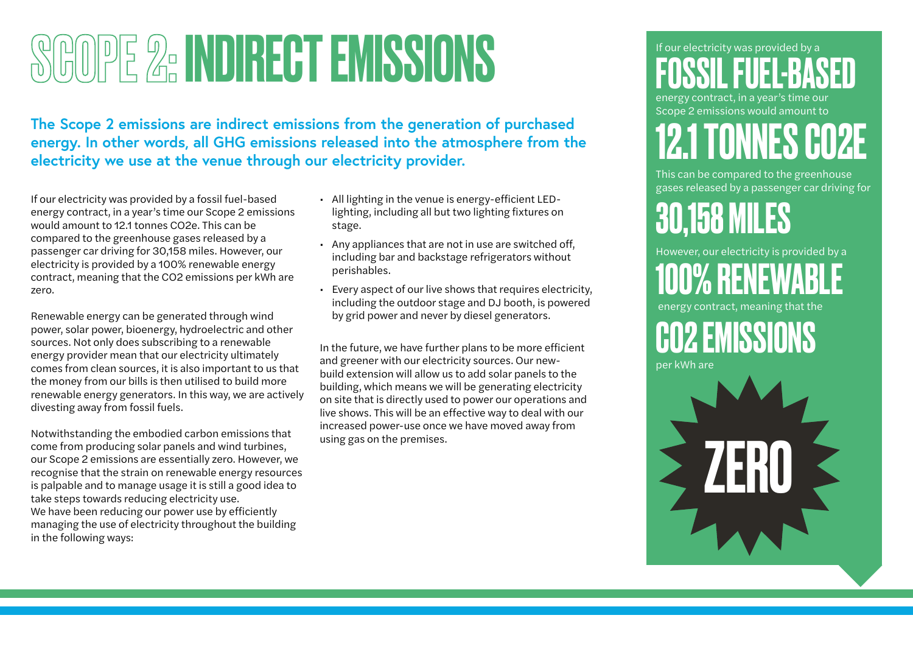# SCOPE 2: INDIRECT EMISSIONS

**The Scope 2 emissions are indirect emissions from the generation of purchased energy. In other words, all GHG emissions released into the atmosphere from the electricity we use at the venue through our electricity provider.**

If our electricity was provided by a fossil fuel-based energy contract, in a year's time our Scope 2 emissions would amount to 12.1 tonnes $CO_2e$. This can be compared to the greenhouse gases released by a passenger car driving for 30,158 miles. However, our electricity is provided by a 100% renewable energy contract, meaning that the $CO_2$ emissions per kWh are zero.

Renewable energy can be generated through wind power, solar power, bioenergy, hydroelectric and other sources. Not only does subscribing to a renewable energy provider mean that our electricity ultimately comes from clean sources, it is also important to us that the money from our bills is then utilised to build more renewable energy generators. In this way, we are actively divesting away from fossil fuels.

Notwithstanding the embodied carbon emissions that come from producing solar panels and wind turbines, our Scope 2 emissions are essentially zero. However, we recognise that the strain on renewable energy resources is palpable and to manage usage it is still a good idea to take steps towards reducing electricity use.
We have been reducing our power use by efficiently managing the use of electricity throughout the building in the following ways:

- All lighting in the venue is energy-efficient LED-lighting, including all but two lighting fixtures on stage.
- Any appliances that are not in use are switched off, including bar and backstage refrigerators without perishables.
- Every aspect of our live shows that requires electricity, including the outdoor stage and DJ booth, is powered by grid power and never by diesel generators.

In the future, we have further plans to be more efficient and greener with our electricity sources. Our new-build extension will allow us to add solar panels to the building, which means we will be generating electricity on site that is directly used to power our operations and live shows. This will be an effective way to deal with our increased power-use once we have moved away from using gas on the premises.

If our electricity was provided by a **FOSSIL FUEL-BASED** energy contract, in a year's time our Scope 2 emissions would amount to **12.1 TONNES $CO_2E$**

This can be compared to the greenhouse gases released by a passenger car driving for **30,158 MILES**

However, our electricity is provided by a **100% RENEWABLE** energy contract, meaning that the **$CO_2$ EMISSIONS** per kWh are

**ZERO**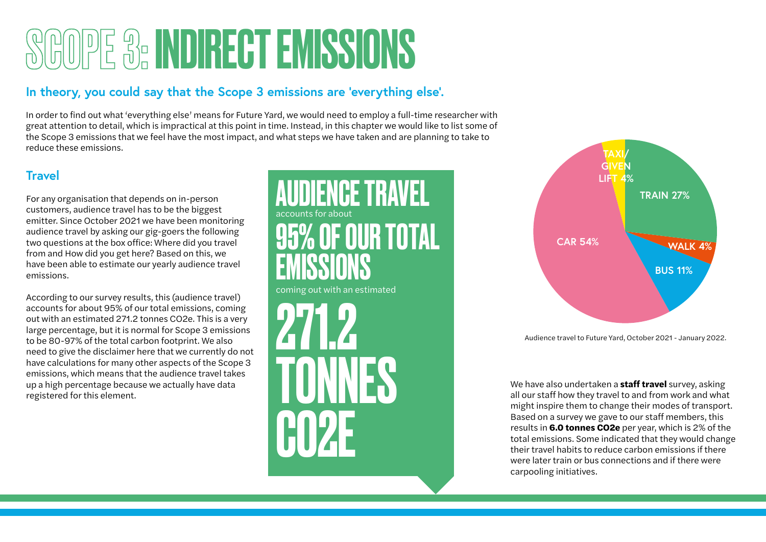# SCOPE 3: INDIRECT EMISSIONS

## In theory, you could say that the Scope 3 emissions are 'everything else'.

In order to find out what 'everything else' means for Future Yard, we would need to employ a full-time researcher with great attention to detail, which is impractical at this point in time. Instead, in this chapter we would like to list some of the Scope 3 emissions that we feel have the most impact, and what steps we have taken and are planning to take to reduce these emissions.

### Travel

For any organisation that depends on in-person customers, audience travel has to be the biggest emitter. Since October 2021 we have been monitoring audience travel by asking our gig-goers the following two questions at the box office: Where did you travel from and How did you get here? Based on this, we have been able to estimate our yearly audience travel emissions.

According to our survey results, this (audience travel) accounts for about 95% of our total emissions, coming out with an estimated 271.2 tonnes CO2e. This is a very large percentage, but it is normal for Scope 3 emissions to be 80-97% of the total carbon footprint. We also need to give the disclaimer here that we currently do not have calculations for many other aspects of the Scope 3 emissions, which means that the audience travel takes up a high percentage because we actually have data registered for this element.

**AUDIENCE TRAVEL** accounts for about **95% OF OUR TOTAL EMISSIONS** coming out with an estimated **271.2 TONNES CO2E**

| Mode | Share |
|---|---|
| Car | 54% |
| Train | 27% |
| Bus | 11% |
| Walk | 4% |
| Taxi/ Given lift | 4% |

Audience travel to Future Yard, October 2021 - January 2022.

We have also undertaken a **staff travel** survey, asking all our staff how they travel to and from work and what might inspire them to change their modes of transport. Based on a survey we gave to our staff members, this results in **6.0 tonnes CO2e** per year, which is 2% of the total emissions. Some indicated that they would change their travel habits to reduce carbon emissions if there were later train or bus connections and if there were carpooling initiatives.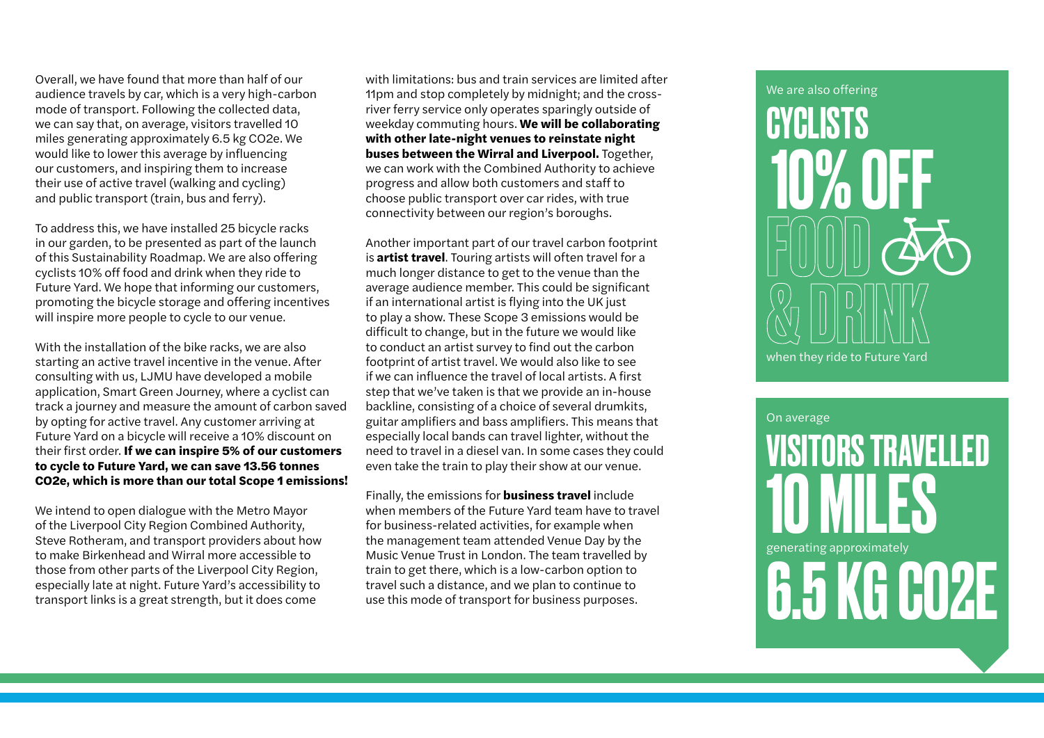Overall, we have found that more than half of our audience travels by car, which is a very high-carbon mode of transport. Following the collected data, we can say that, on average, visitors travelled 10 miles generating approximately 6.5 kg $CO_2e$. We would like to lower this average by influencing our customers, and inspiring them to increase their use of active travel (walking and cycling) and public transport (train, bus and ferry).

To address this, we have installed 25 bicycle racks in our garden, to be presented as part of the launch of this Sustainability Roadmap. We are also offering cyclists 10% off food and drink when they ride to Future Yard. We hope that informing our customers, promoting the bicycle storage and offering incentives will inspire more people to cycle to our venue.

With the installation of the bike racks, we are also starting an active travel incentive in the venue. After consulting with us, LJMU have developed a mobile application, Smart Green Journey, where a cyclist can track a journey and measure the amount of carbon saved by opting for active travel. Any customer arriving at Future Yard on a bicycle will receive a 10% discount on their first order. **If we can inspire 5% of our customers to cycle to Future Yard, we can save 13.56 tonnes $CO_2e$, which is more than our total Scope 1 emissions!**

We intend to open dialogue with the Metro Mayor of the Liverpool City Region Combined Authority, Steve Rotheram, and transport providers about how to make Birkenhead and Wirral more accessible to those from other parts of the Liverpool City Region, especially late at night. Future Yard's accessibility to transport links is a great strength, but it does come with limitations: bus and train services are limited after 11pm and stop completely by midnight; and the cross-river ferry service only operates sparingly outside of weekday commuting hours. **We will be collaborating with other late-night venues to reinstate night buses between the Wirral and Liverpool.** Together, we can work with the Combined Authority to achieve progress and allow both customers and staff to choose public transport over car rides, with true connectivity between our region's boroughs.

Another important part of our travel carbon footprint is **artist travel**. Touring artists will often travel for a much longer distance to get to the venue than the average audience member. This could be significant if an international artist is flying into the UK just to play a show. These Scope 3 emissions would be difficult to change, but in the future we would like to conduct an artist survey to find out the carbon footprint of artist travel. We would also like to see if we can influence the travel of local artists. A first step that we've taken is that we provide an in-house backline, consisting of a choice of several drumkits, guitar amplifiers and bass amplifiers. This means that especially local bands can travel lighter, without the need to travel in a diesel van. In some cases they could even take the train to play their show at our venue.

Finally, the emissions for **business travel** include when members of the Future Yard team have to travel for business-related activities, for example when the management team attended Venue Day by the Music Venue Trust in London. The team travelled by train to get there, which is a low-carbon option to travel such a distance, and we plan to continue to use this mode of transport for business purposes.

We are also offering

**CYCLISTS 10% OFF FOOD & DRINK**

when they ride to Future Yard

On average

**VISITORS TRAVELLED 10 MILES**

generating approximately

**6.5 KG $CO_2E$**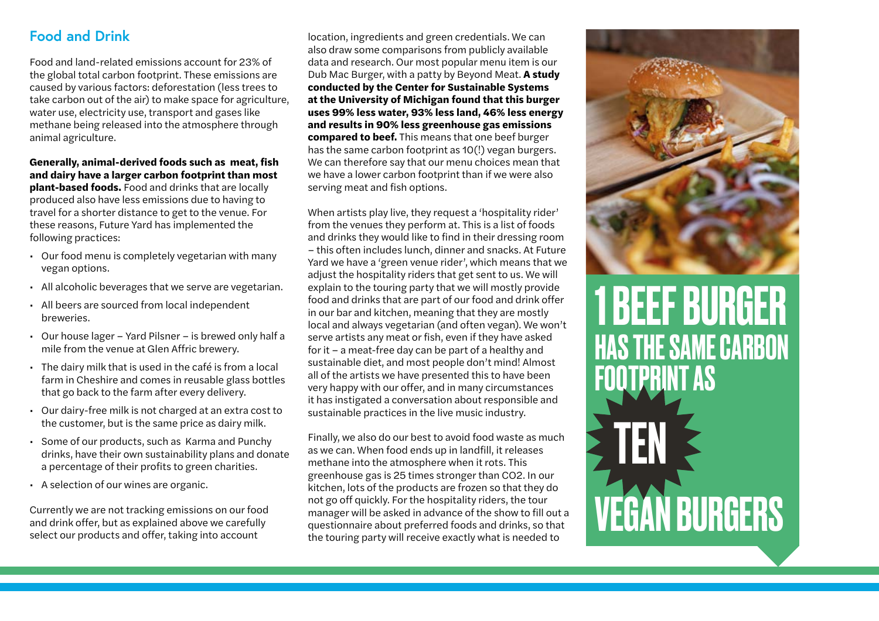## Food and Drink

Food and land-related emissions account for 23% of the global total carbon footprint. These emissions are caused by various factors: deforestation (less trees to take carbon out of the air) to make space for agriculture, water use, electricity use, transport and gases like methane being released into the atmosphere through animal agriculture.

**Generally, animal-derived foods such as meat, fish and dairy have a larger carbon footprint than most plant-based foods.** Food and drinks that are locally produced also have less emissions due to having to travel for a shorter distance to get to the venue. For these reasons, Future Yard has implemented the following practices:

- Our food menu is completely vegetarian with many vegan options.
- All alcoholic beverages that we serve are vegetarian.
- All beers are sourced from local independent breweries.
- Our house lager – Yard Pilsner – is brewed only half a mile from the venue at Glen Affric brewery.
- The dairy milk that is used in the café is from a local farm in Cheshire and comes in reusable glass bottles that go back to the farm after every delivery.
- Our dairy-free milk is not charged at an extra cost to the customer, but is the same price as dairy milk.
- Some of our products, such as Karma and Punchy drinks, have their own sustainability plans and donate a percentage of their profits to green charities.
- A selection of our wines are organic.

Currently we are not tracking emissions on our food and drink offer, but as explained above we carefully select our products and offer, taking into account location, ingredients and green credentials. We can also draw some comparisons from publicly available data and research. Our most popular menu item is our Dub Mac Burger, with a patty by Beyond Meat. **A study conducted by the Center for Sustainable Systems at the University of Michigan found that this burger uses 99% less water, 93% less land, 46% less energy and results in 90% less greenhouse gas emissions compared to beef.** This means that one beef burger has the same carbon footprint as 10(!) vegan burgers. We can therefore say that our menu choices mean that we have a lower carbon footprint than if we were also serving meat and fish options.

When artists play live, they request a 'hospitality rider' from the venues they perform at. This is a list of foods and drinks they would like to find in their dressing room – this often includes lunch, dinner and snacks. At Future Yard we have a 'green venue rider', which means that we adjust the hospitality riders that get sent to us. We will explain to the touring party that we will mostly provide food and drinks that are part of our food and drink offer in our bar and kitchen, meaning that they are mostly local and always vegetarian (and often vegan). We won't serve artists any meat or fish, even if they have asked for it – a meat-free day can be part of a healthy and sustainable diet, and most people don't mind! Almost all of the artists we have presented this to have been very happy with our offer, and in many circumstances it has instigated a conversation about responsible and sustainable practices in the live music industry.

Finally, we also do our best to avoid food waste as much as we can. When food ends up in landfill, it releases methane into the atmosphere when it rots. This greenhouse gas is 25 times stronger than $CO_2$. In our kitchen, lots of the products are frozen so that they do not go off quickly. For the hospitality riders, the tour manager will be asked in advance of the show to fill out a questionnaire about preferred foods and drinks, so that the touring party will receive exactly what is needed to

**1 BEEF BURGER HAS THE SAME CARBON FOOTPRINT AS TEN VEGAN BURGERS**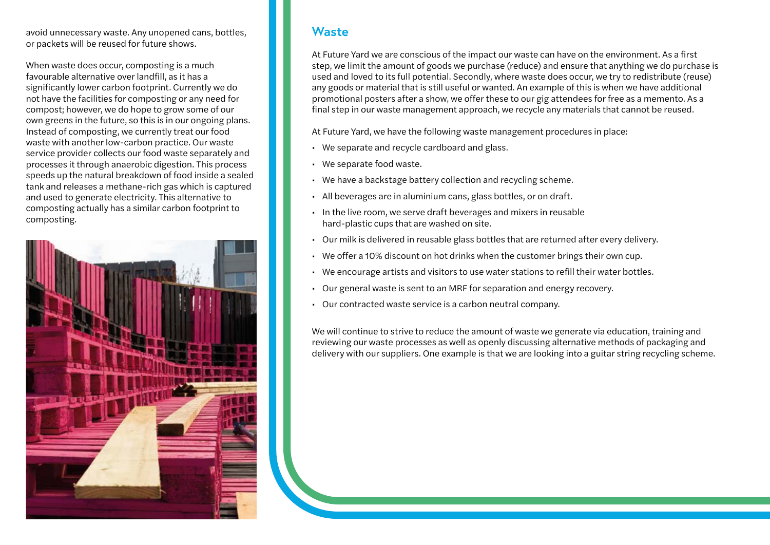avoid unnecessary waste. Any unopened cans, bottles, or packets will be reused for future shows.

When waste does occur, composting is a much favourable alternative over landfill, as it has a significantly lower carbon footprint. Currently we do not have the facilities for composting or any need for compost; however, we do hope to grow some of our own greens in the future, so this is in our ongoing plans. Instead of composting, we currently treat our food waste with another low-carbon practice. Our waste service provider collects our food waste separately and processes it through anaerobic digestion. This process speeds up the natural breakdown of food inside a sealed tank and releases a methane-rich gas which is captured and used to generate electricity. This alternative to composting actually has a similar carbon footprint to composting.

## Waste

At Future Yard we are conscious of the impact our waste can have on the environment. As a first step, we limit the amount of goods we purchase (reduce) and ensure that anything we do purchase is used and loved to its full potential. Secondly, where waste does occur, we try to redistribute (reuse) any goods or material that is still useful or wanted. An example of this is when we have additional promotional posters after a show, we offer these to our gig attendees for free as a memento. As a final step in our waste management approach, we recycle any materials that cannot be reused.

At Future Yard, we have the following waste management procedures in place:

- We separate and recycle cardboard and glass.
- We separate food waste.
- We have a backstage battery collection and recycling scheme.
- All beverages are in aluminium cans, glass bottles, or on draft.
- In the live room, we serve draft beverages and mixers in reusable hard-plastic cups that are washed on site.
- Our milk is delivered in reusable glass bottles that are returned after every delivery.
- We offer a 10% discount on hot drinks when the customer brings their own cup.
- We encourage artists and visitors to use water stations to refill their water bottles.
- Our general waste is sent to an MRF for separation and energy recovery.
- Our contracted waste service is a carbon neutral company.

We will continue to strive to reduce the amount of waste we generate via education, training and reviewing our waste processes as well as openly discussing alternative methods of packaging and delivery with our suppliers. One example is that we are looking into a guitar string recycling scheme.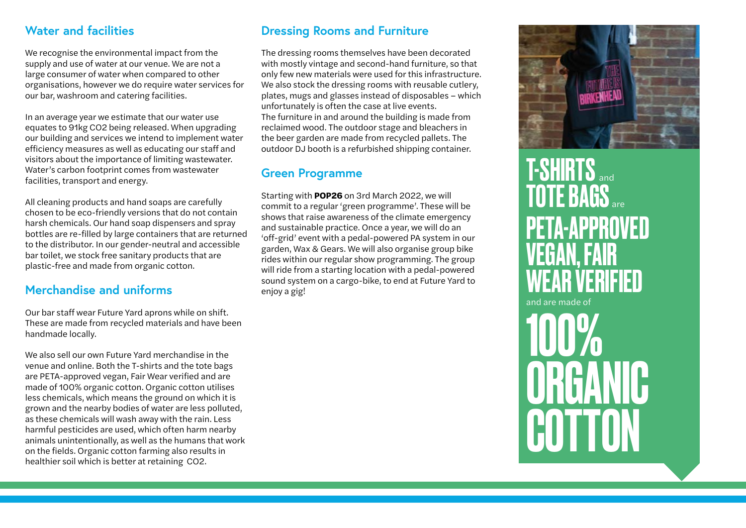## Water and facilities

We recognise the environmental impact from the supply and use of water at our venue. We are not a large consumer of water when compared to other organisations, however we do require water services for our bar, washroom and catering facilities.

In an average year we estimate that our water use equates to 91kg $CO_2$ being released. When upgrading our building and services we intend to implement water efficiency measures as well as educating our staff and visitors about the importance of limiting wastewater. Water's carbon footprint comes from wastewater facilities, transport and energy.

All cleaning products and hand soaps are carefully chosen to be eco-friendly versions that do not contain harsh chemicals. Our hand soap dispensers and spray bottles are re-filled by large containers that are returned to the distributor. In our gender-neutral and accessible bar toilet, we stock free sanitary products that are plastic-free and made from organic cotton.

## Merchandise and uniforms

Our bar staff wear Future Yard aprons while on shift. These are made from recycled materials and have been handmade locally.

We also sell our own Future Yard merchandise in the venue and online. Both the T-shirts and the tote bags are PETA-approved vegan, Fair Wear verified and are made of 100% organic cotton. Organic cotton utilises less chemicals, which means the ground on which it is grown and the nearby bodies of water are less polluted, as these chemicals will wash away with the rain. Less harmful pesticides are used, which often harm nearby animals unintentionally, as well as the humans that work on the fields. Organic cotton farming also results in healthier soil which is better at retaining $CO_2$.

## Dressing Rooms and Furniture

The dressing rooms themselves have been decorated with mostly vintage and second-hand furniture, so that only few new materials were used for this infrastructure. We also stock the dressing rooms with reusable cutlery, plates, mugs and glasses instead of disposables – which unfortunately is often the case at live events.
The furniture in and around the building is made from reclaimed wood. The outdoor stage and bleachers in the beer garden are made from recycled pallets. The outdoor DJ booth is a refurbished shipping container.

## Green Programme

Starting with **POP26** on 3rd March 2022, we will commit to a regular 'green programme'. These will be shows that raise awareness of the climate emergency and sustainable practice. Once a year, we will do an 'off-grid' event with a pedal-powered PA system in our garden, Wax & Gears. We will also organise group bike rides within our regular show programming. The group will ride from a starting location with a pedal-powered sound system on a cargo-bike, to end at Future Yard to enjoy a gig!

**T-SHIRTS** and **TOTE BAGS** are **PETA-APPROVED VEGAN, FAIR WEAR VERIFIED** and are made of **100% ORGANIC COTTON**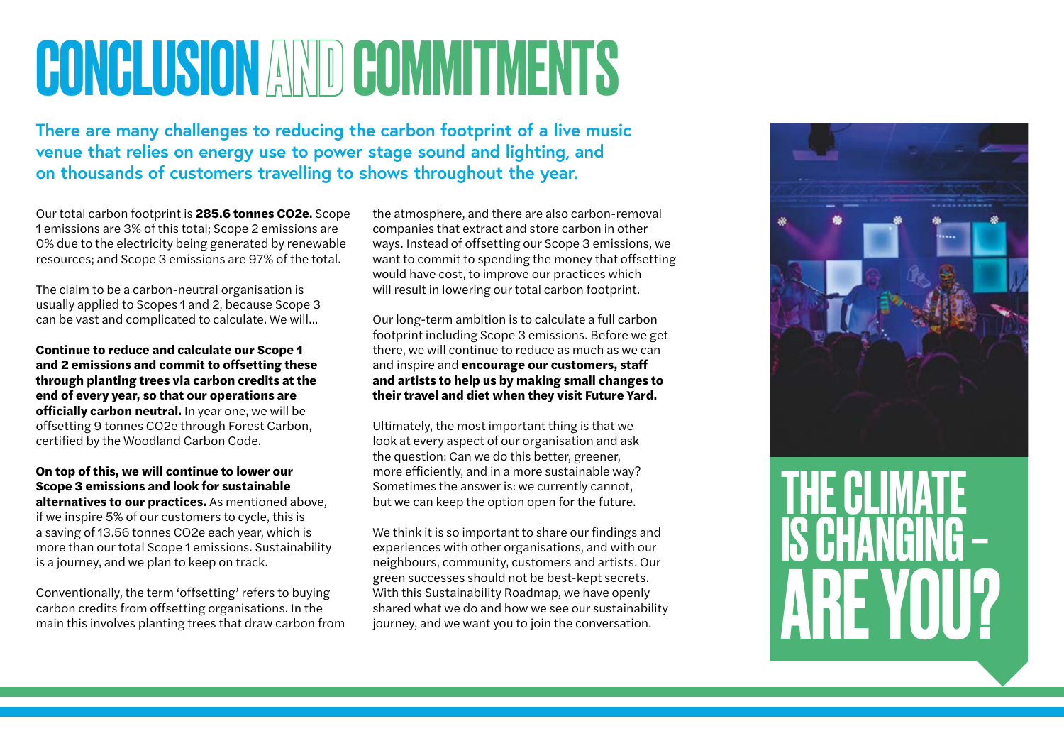# CONCLUSION AND COMMITMENTS

**There are many challenges to reducing the carbon footprint of a live music venue that relies on energy use to power stage sound and lighting, and on thousands of customers travelling to shows throughout the year.**

Our total carbon footprint is **285.6 tonnes CO2e.** Scope 1 emissions are 3% of this total; Scope 2 emissions are 0% due to the electricity being generated by renewable resources; and Scope 3 emissions are 97% of the total.

The claim to be a carbon-neutral organisation is usually applied to Scopes 1 and 2, because Scope 3 can be vast and complicated to calculate. We will...

**Continue to reduce and calculate our Scope 1 and 2 emissions and commit to offsetting these through planting trees via carbon credits at the end of every year, so that our operations are officially carbon neutral.** In year one, we will be offsetting 9 tonnes CO2e through Forest Carbon, certified by the Woodland Carbon Code.

**On top of this, we will continue to lower our Scope 3 emissions and look for sustainable alternatives to our practices.** As mentioned above, if we inspire 5% of our customers to cycle, this is a saving of 13.56 tonnes CO2e each year, which is more than our total Scope 1 emissions. Sustainability is a journey, and we plan to keep on track.

Conventionally, the term 'offsetting' refers to buying carbon credits from offsetting organisations. In the main this involves planting trees that draw carbon from the atmosphere, and there are also carbon-removal companies that extract and store carbon in other ways. Instead of offsetting our Scope 3 emissions, we want to commit to spending the money that offsetting would have cost, to improve our practices which will result in lowering our total carbon footprint.

Our long-term ambition is to calculate a full carbon footprint including Scope 3 emissions. Before we get there, we will continue to reduce as much as we can and inspire and **encourage our customers, staff and artists to help us by making small changes to their travel and diet when they visit Future Yard.**

Ultimately, the most important thing is that we look at every aspect of our organisation and ask the question: Can we do this better, greener, more efficiently, and in a more sustainable way? Sometimes the answer is: we currently cannot, but we can keep the option open for the future.

We think it is so important to share our findings and experiences with other organisations, and with our neighbours, community, customers and artists. Our green successes should not be best-kept secrets. With this Sustainability Roadmap, we have openly shared what we do and how we see our sustainability journey, and we want you to join the conversation.

## THE CLIMATE IS CHANGING – ARE YOU?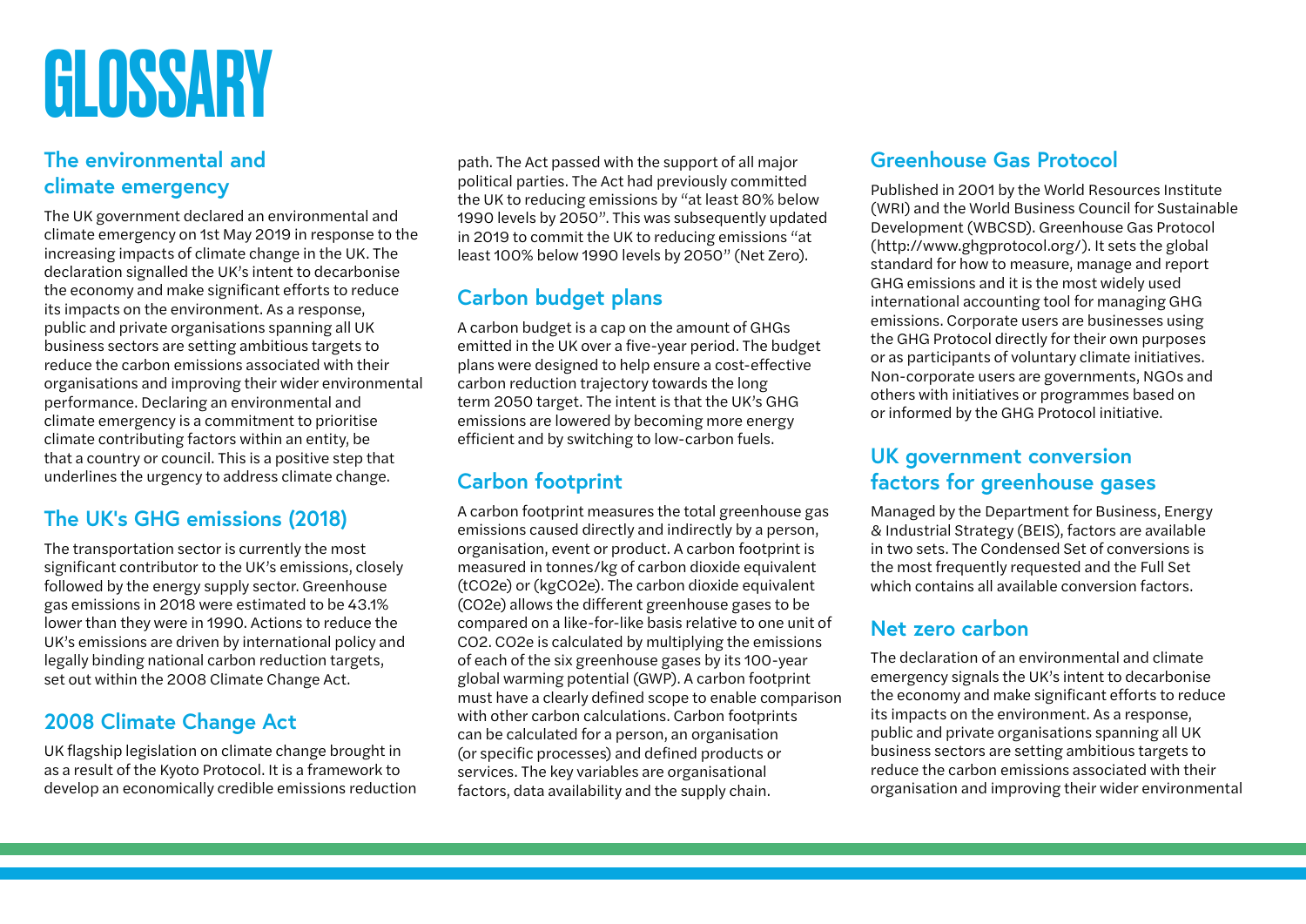# GLOSSARY

## The environmental and climate emergency

The UK government declared an environmental and climate emergency on 1st May 2019 in response to the increasing impacts of climate change in the UK. The declaration signalled the UK's intent to decarbonise the economy and make significant efforts to reduce its impacts on the environment. As a response, public and private organisations spanning all UK business sectors are setting ambitious targets to reduce the carbon emissions associated with their organisations and improving their wider environmental performance. Declaring an environmental and climate emergency is a commitment to prioritise climate contributing factors within an entity, be that a country or council. This is a positive step that underlines the urgency to address climate change.

## The UK's GHG emissions (2018)

The transportation sector is currently the most significant contributor to the UK's emissions, closely followed by the energy supply sector. Greenhouse gas emissions in 2018 were estimated to be 43.1% lower than they were in 1990. Actions to reduce the UK's emissions are driven by international policy and legally binding national carbon reduction targets, set out within the 2008 Climate Change Act.

## 2008 Climate Change Act

UK flagship legislation on climate change brought in as a result of the Kyoto Protocol. It is a framework to develop an economically credible emissions reduction path. The Act passed with the support of all major political parties. The Act had previously committed the UK to reducing emissions by "at least 80% below 1990 levels by 2050". This was subsequently updated in 2019 to commit the UK to reducing emissions "at least 100% below 1990 levels by 2050" (Net Zero).

## Carbon budget plans

A carbon budget is a cap on the amount of GHGs emitted in the UK over a five-year period. The budget plans were designed to help ensure a cost-effective carbon reduction trajectory towards the long term 2050 target. The intent is that the UK's GHG emissions are lowered by becoming more energy efficient and by switching to low-carbon fuels.

## Carbon footprint

A carbon footprint measures the total greenhouse gas emissions caused directly and indirectly by a person, organisation, event or product. A carbon footprint is measured in tonnes/kg of carbon dioxide equivalent ($tCO_2e$) or ($kgCO_2e$). The carbon dioxide equivalent ($CO_2e$) allows the different greenhouse gases to be compared on a like-for-like basis relative to one unit of $CO_2$. $CO_2e$ is calculated by multiplying the emissions of each of the six greenhouse gases by its 100-year global warming potential (GWP). A carbon footprint must have a clearly defined scope to enable comparison with other carbon calculations. Carbon footprints can be calculated for a person, an organisation (or specific processes) and defined products or services. The key variables are organisational factors, data availability and the supply chain.

## Greenhouse Gas Protocol

Published in 2001 by the World Resources Institute (WRI) and the World Business Council for Sustainable Development (WBCSD). Greenhouse Gas Protocol (http://www.ghgprotocol.org/). It sets the global standard for how to measure, manage and report GHG emissions and it is the most widely used international accounting tool for managing GHG emissions. Corporate users are businesses using the GHG Protocol directly for their own purposes or as participants of voluntary climate initiatives. Non-corporate users are governments, NGOs and others with initiatives or programmes based on or informed by the GHG Protocol initiative.

## UK government conversion factors for greenhouse gases

Managed by the Department for Business, Energy & Industrial Strategy (BEIS), factors are available in two sets. The Condensed Set of conversions is the most frequently requested and the Full Set which contains all available conversion factors.

## Net zero carbon

The declaration of an environmental and climate emergency signals the UK's intent to decarbonise the economy and make significant efforts to reduce its impacts on the environment. As a response, public and private organisations spanning all UK business sectors are setting ambitious targets to reduce the carbon emissions associated with their organisation and improving their wider environmental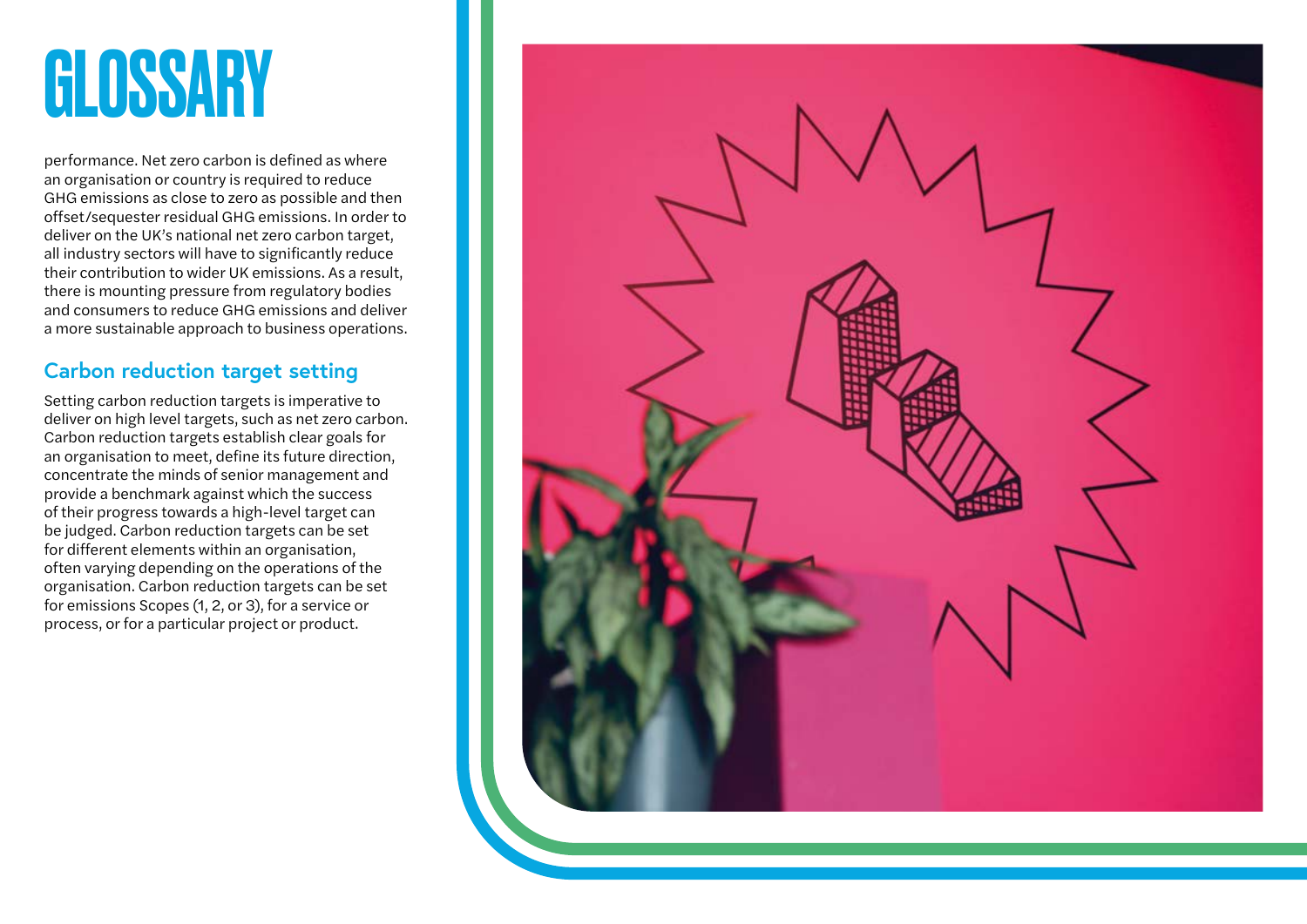# GLOSSARY

performance. Net zero carbon is defined as where an organisation or country is required to reduce GHG emissions as close to zero as possible and then offset/sequester residual GHG emissions. In order to deliver on the UK's national net zero carbon target, all industry sectors will have to significantly reduce their contribution to wider UK emissions. As a result, there is mounting pressure from regulatory bodies and consumers to reduce GHG emissions and deliver a more sustainable approach to business operations.

## Carbon reduction target setting

Setting carbon reduction targets is imperative to deliver on high level targets, such as net zero carbon. Carbon reduction targets establish clear goals for an organisation to meet, define its future direction, concentrate the minds of senior management and provide a benchmark against which the success of their progress towards a high-level target can be judged. Carbon reduction targets can be set for different elements within an organisation, often varying depending on the operations of the organisation. Carbon reduction targets can be set for emissions Scopes (1, 2, or 3), for a service or process, or for a particular project or product.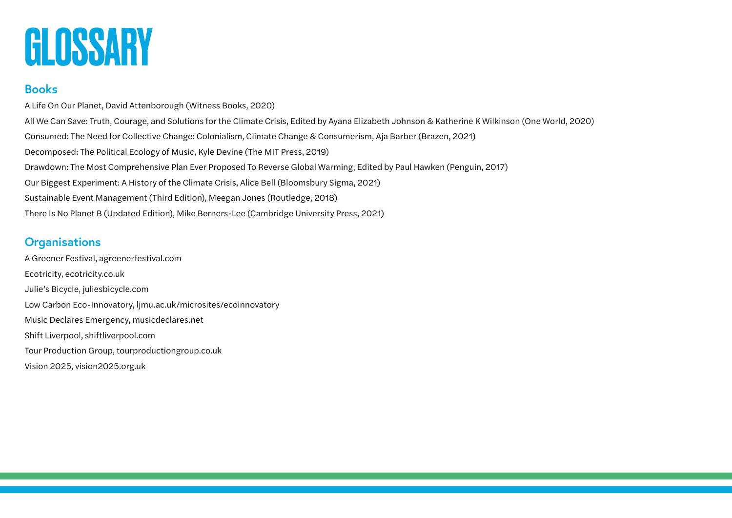# GLOSSARY

## Books

A Life On Our Planet, David Attenborough (Witness Books, 2020)

All We Can Save: Truth, Courage, and Solutions for the Climate Crisis, Edited by Ayana Elizabeth Johnson & Katherine K Wilkinson (One World, 2020)

Consumed: The Need for Collective Change: Colonialism, Climate Change & Consumerism, Aja Barber (Brazen, 2021)

Decomposed: The Political Ecology of Music, Kyle Devine (The MIT Press, 2019)

Drawdown: The Most Comprehensive Plan Ever Proposed To Reverse Global Warming, Edited by Paul Hawken (Penguin, 2017)

Our Biggest Experiment: A History of the Climate Crisis, Alice Bell (Bloomsbury Sigma, 2021)

Sustainable Event Management (Third Edition), Meegan Jones (Routledge, 2018)

There Is No Planet B (Updated Edition), Mike Berners-Lee (Cambridge University Press, 2021)

## Organisations

A Greener Festival, agreenerfestival.com

Ecotricity, ecotricity.co.uk

Julie's Bicycle, juliesbicycle.com

Low Carbon Eco-Innovatory, ljmu.ac.uk/microsites/ecoinnovatory

Music Declares Emergency, musicdeclares.net

Shift Liverpool, shiftliverpool.com

Tour Production Group, tourproductiongroup.co.uk

Vision 2025, vision2025.org.uk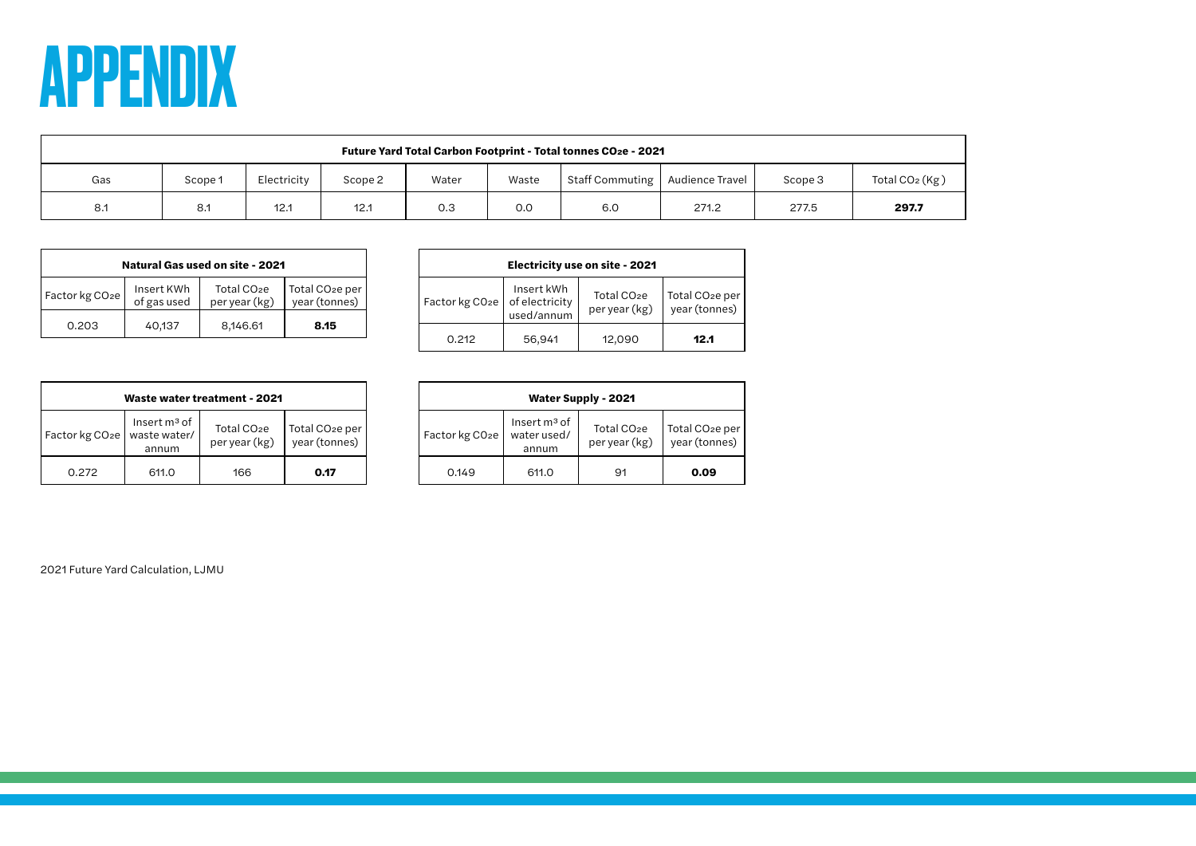# APPENDIX

| Future Yard Total Carbon Footprint - Total tonnes $CO_2e$ - 2021 | | | | | | | | | |
|---|---|---|---|---|---|---|---|---|---|
| Gas | Scope 1 | Electricity | Scope 2 | Water | Waste | Staff Commuting | Audience Travel | Scope 3 | Total $CO_2$ (Kg ) |
| 8.1 | 8.1 | 12.1 | 12.1 | 0.3 | 0.0 | 6.0 | 271.2 | 277.5 | **297.7** |

| Natural Gas used on site - 2021 | | | |
|---|---|---|---|
| Factor kg $CO_2e$ | Insert KWh of gas used | Total $CO_2e$ per year (kg) | Total $CO_2e$ per year (tonnes) |
| 0.203 | 40,137 | 8,146.61 | **8.15** |

| Electricity use on site - 2021 | | | |
|---|---|---|---|
| Factor kg $CO_2e$ | Insert kWh of electricity used/annum | Total $CO_2e$ per year (kg) | Total $CO_2e$ per year (tonnes) |
| 0.212 | 56,941 | 12,090 | **12.1** |

| Waste water treatment - 2021 | | | |
|---|---|---|---|
| Factor kg $CO_2e$ | Insert $m^3$ of waste water/ annum | Total $CO_2e$ per year (kg) | Total $CO_2e$ per year (tonnes) |
| 0.272 | 611.0 | 166 | **0.17** |

| Water Supply - 2021 | | | |
|---|---|---|---|
| Factor kg $CO_2e$ | Insert $m^3$ of water used/ annum | Total $CO_2e$ per year (kg) | Total $CO_2e$ per year (tonnes) |
| 0.149 | 611.0 | 91 | **0.09** |

2021 Future Yard Calculation, LJMU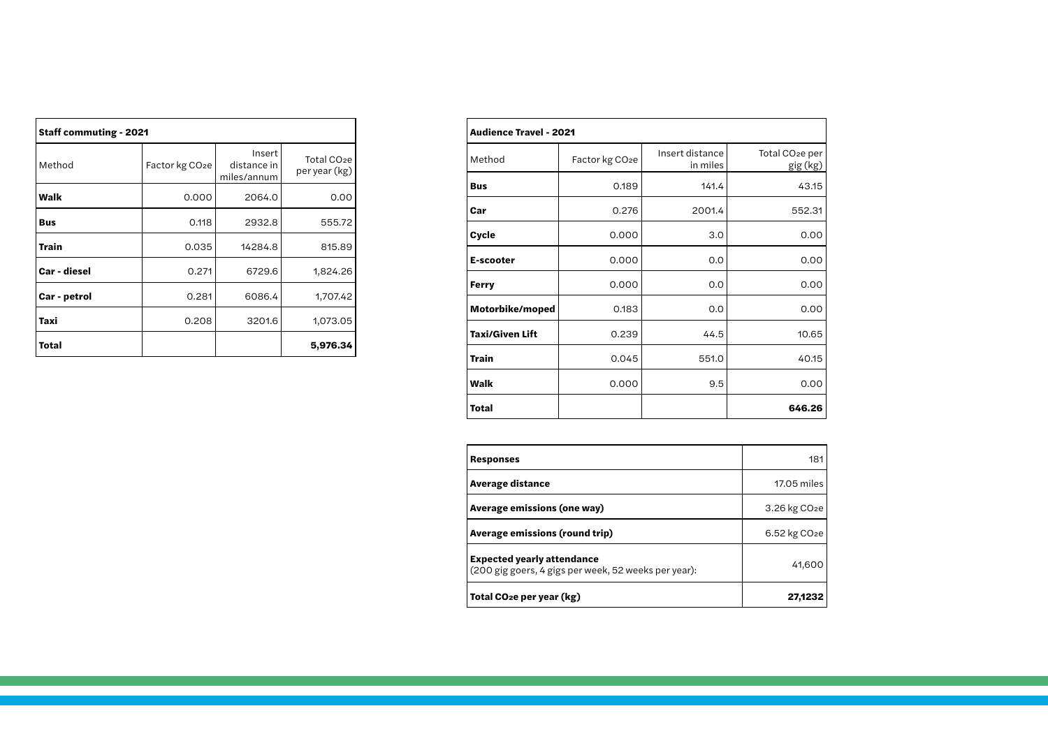| Staff commuting - 2021 | | | |
|---|---|---|---|
| Method | Factor kg $CO_2e$ | Insert distance in miles/annum | Total $CO_2e$ per year (kg) |
| **Walk** | 0.000 | 2064.0 | 0.00 |
| **Bus** | 0.118 | 2932.8 | 555.72 |
| **Train** | 0.035 | 14284.8 | 815.89 |
| **Car - diesel** | 0.271 | 6729.6 | 1,824.26 |
| **Car - petrol** | 0.281 | 6086.4 | 1,707.42 |
| **Taxi** | 0.208 | 3201.6 | 1,073.05 |
| **Total** | | | **5,976.34** |

| Audience Travel - 2021 | | | |
|---|---|---|---|
| Method | Factor kg $CO_2e$ | Insert distance in miles | Total $CO_2e$ per gig (kg) |
| **Bus** | 0.189 | 141.4 | 43.15 |
| **Car** | 0.276 | 2001.4 | 552.31 |
| **Cycle** | 0.000 | 3.0 | 0.00 |
| **E-scooter** | 0.000 | 0.0 | 0.00 |
| **Ferry** | 0.000 | 0.0 | 0.00 |
| **Motorbike/moped** | 0.183 | 0.0 | 0.00 |
| **Taxi/Given Lift** | 0.239 | 44.5 | 10.65 |
| **Train** | 0.045 | 551.0 | 40.15 |
| **Walk** | 0.000 | 9.5 | 0.00 |
| **Total** | | | **646.26** |

| | |
|---|---|
| **Responses** | 181 |
| **Average distance** | 17.05 miles |
| **Average emissions (one way)** | 3.26 kg $CO_2e$ |
| **Average emissions (round trip)** | 6.52 kg $CO_2e$ |
| **Expected yearly attendance** (200 gig goers, 4 gigs per week, 52 weeks per year): | 41,600 |
| **Total $CO_2e$ per year (kg)** | **27,1232** |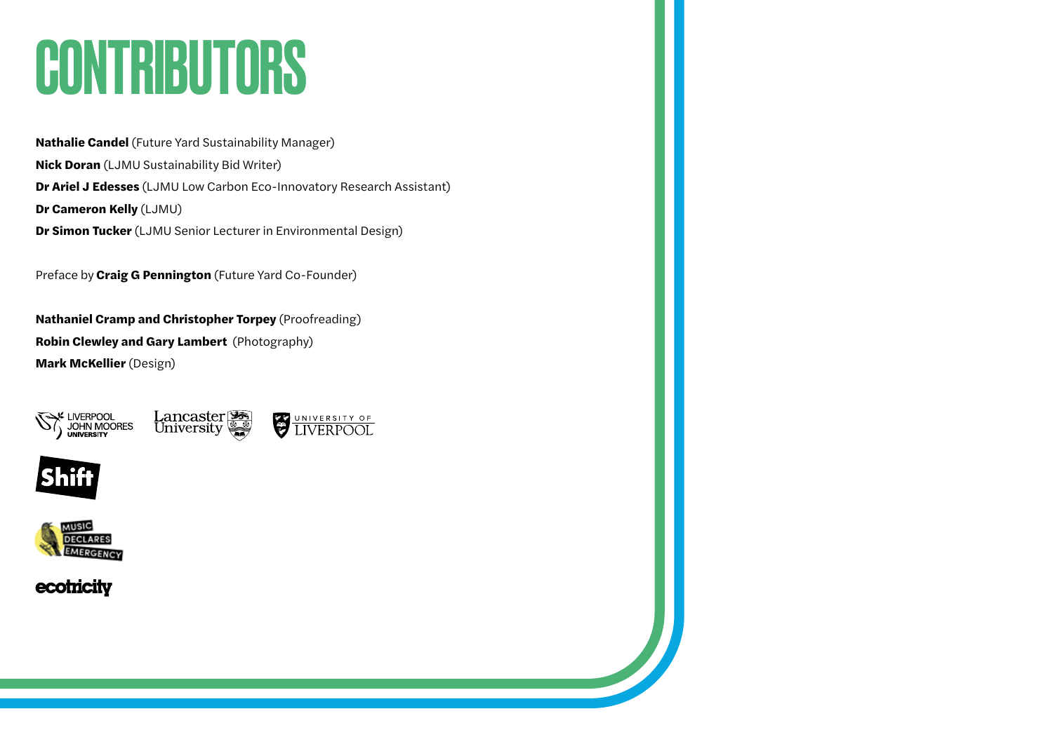# CONTRIBUTORS

**Nathalie Candel** (Future Yard Sustainability Manager)
**Nick Doran** (LJMU Sustainability Bid Writer)
**Dr Ariel J Edesses** (LJMU Low Carbon Eco-Innovatory Research Assistant)
**Dr Cameron Kelly** (LJMU)
**Dr Simon Tucker** (LJMU Senior Lecturer in Environmental Design)

Preface by **Craig G Pennington** (Future Yard Co-Founder)

**Nathaniel Cramp and Christopher Torpey** (Proofreading)
**Robin Clewley and Gary Lambert** (Photography)
**Mark McKellier** (Design)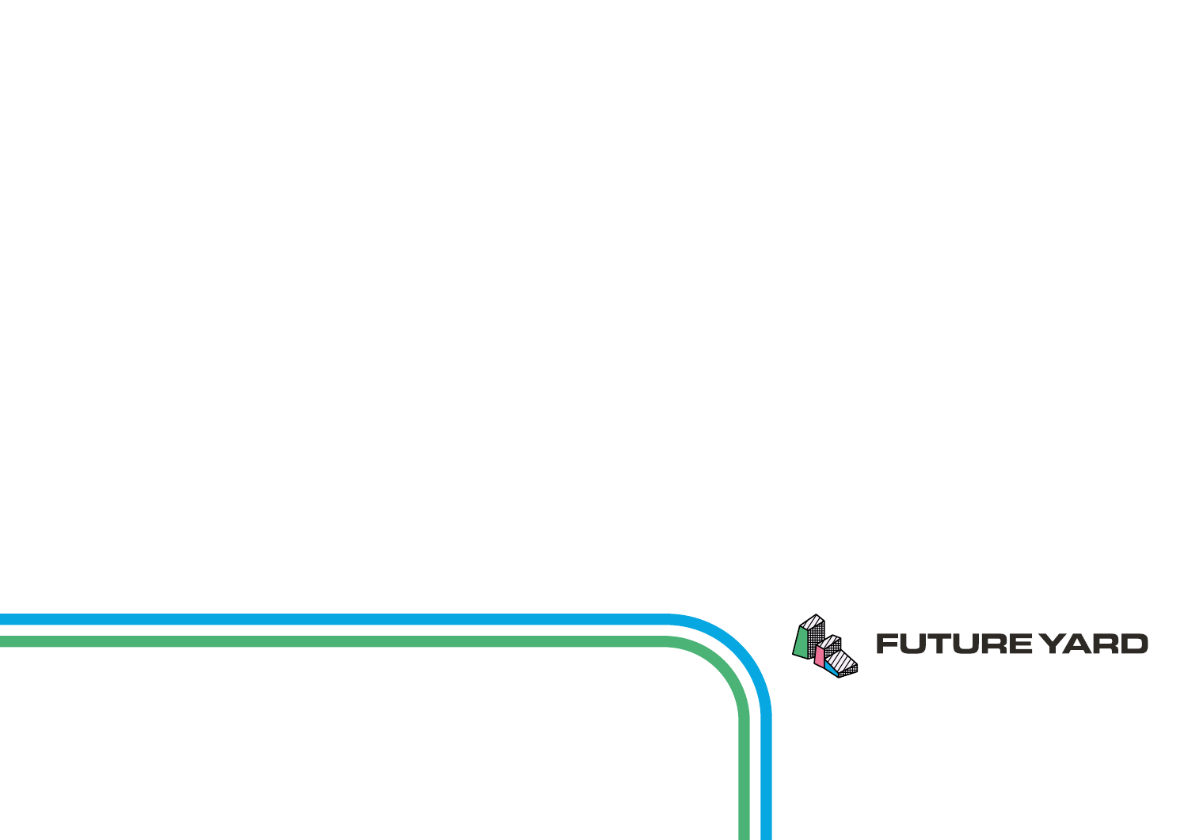FUTURE YARD